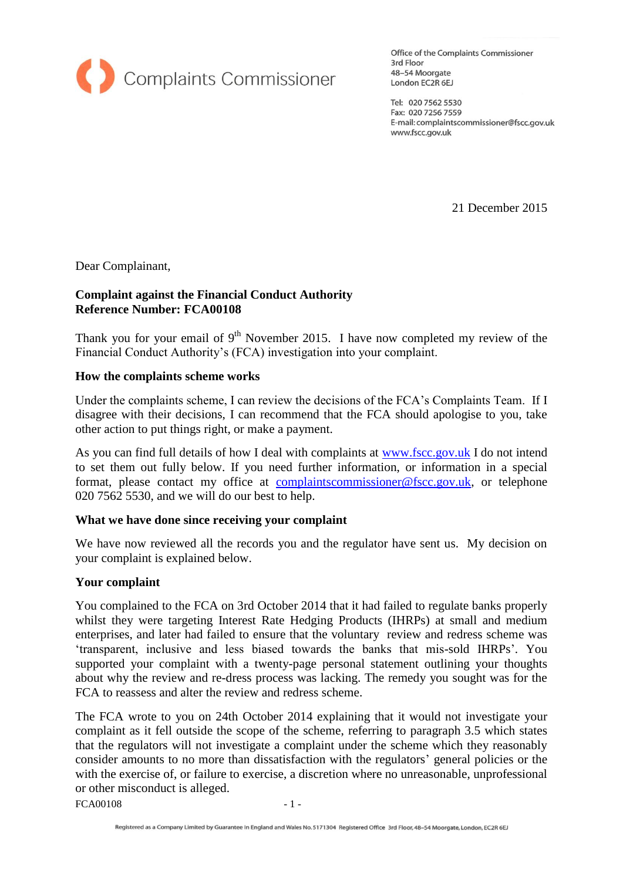Complaints Commissioner

Office of the Complaints Commissioner
3rd Floor
48–54 Moorgate
London EC2R 6EJ

Tel: 020 7562 5530
Fax: 020 7256 7559
E-mail: complaintscommissioner@fscc.gov.uk
www.fscc.gov.uk

21 December 2015

Dear Complainant,

**Complaint against the Financial Conduct Authority**
**Reference Number: FCA00108**

Thank you for your email of 9th November 2015. I have now completed my review of the Financial Conduct Authority's (FCA) investigation into your complaint.

**How the complaints scheme works**

Under the complaints scheme, I can review the decisions of the FCA's Complaints Team. If I disagree with their decisions, I can recommend that the FCA should apologise to you, take other action to put things right, or make a payment.

As you can find full details of how I deal with complaints at www.fscc.gov.uk I do not intend to set them out fully below. If you need further information, or information in a special format, please contact my office at complaintscommissioner@fscc.gov.uk, or telephone 020 7562 5530, and we will do our best to help.

**What we have done since receiving your complaint**

We have now reviewed all the records you and the regulator have sent us. My decision on your complaint is explained below.

**Your complaint**

You complained to the FCA on 3rd October 2014 that it had failed to regulate banks properly whilst they were targeting Interest Rate Hedging Products (IHRPs) at small and medium enterprises, and later had failed to ensure that the voluntary review and redress scheme was 'transparent, inclusive and less biased towards the banks that mis-sold IHRPs'. You supported your complaint with a twenty-page personal statement outlining your thoughts about why the review and re-dress process was lacking. The remedy you sought was for the FCA to reassess and alter the review and redress scheme.

The FCA wrote to you on 24th October 2014 explaining that it would not investigate your complaint as it fell outside the scope of the scheme, referring to paragraph 3.5 which states that the regulators will not investigate a complaint under the scheme which they reasonably consider amounts to no more than dissatisfaction with the regulators' general policies or the with the exercise of, or failure to exercise, a discretion where no unreasonable, unprofessional or other misconduct is alleged.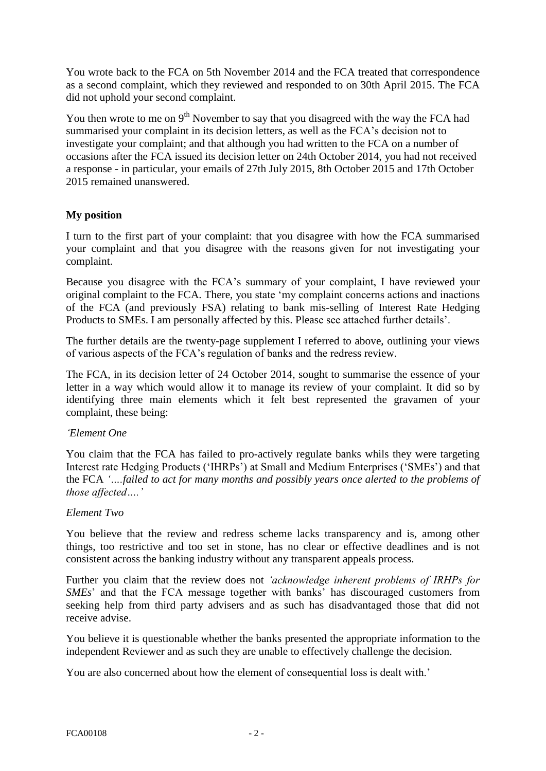You wrote back to the FCA on 5th November 2014 and the FCA treated that correspondence as a second complaint, which they reviewed and responded to on 30th April 2015. The FCA did not uphold your second complaint.

You then wrote to me on 9th November to say that you disagreed with the way the FCA had summarised your complaint in its decision letters, as well as the FCA's decision not to investigate your complaint; and that although you had written to the FCA on a number of occasions after the FCA issued its decision letter on 24th October 2014, you had not received a response - in particular, your emails of 27th July 2015, 8th October 2015 and 17th October 2015 remained unanswered.

**My position**

I turn to the first part of your complaint: that you disagree with how the FCA summarised your complaint and that you disagree with the reasons given for not investigating your complaint.

Because you disagree with the FCA's summary of your complaint, I have reviewed your original complaint to the FCA. There, you state 'my complaint concerns actions and inactions of the FCA (and previously FSA) relating to bank mis-selling of Interest Rate Hedging Products to SMEs. I am personally affected by this. Please see attached further details'.

The further details are the twenty-page supplement I referred to above, outlining your views of various aspects of the FCA's regulation of banks and the redress review.

The FCA, in its decision letter of 24 October 2014, sought to summarise the essence of your letter in a way which would allow it to manage its review of your complaint. It did so by identifying three main elements which it felt best represented the gravamen of your complaint, these being:

*'Element One*

You claim that the FCA has failed to pro-actively regulate banks whils they were targeting Interest rate Hedging Products ('IHRPs') at Small and Medium Enterprises ('SMEs') and that the FCA *'….failed to act for many months and possibly years once alerted to the problems of those affected….'*

*Element Two*

You believe that the review and redress scheme lacks transparency and is, among other things, too restrictive and too set in stone, has no clear or effective deadlines and is not consistent across the banking industry without any transparent appeals process.

Further you claim that the review does not *'acknowledge inherent problems of IRHPs for SMEs*' and that the FCA message together with banks' has discouraged customers from seeking help from third party advisers and as such has disadvantaged those that did not receive advise.

You believe it is questionable whether the banks presented the appropriate information to the independent Reviewer and as such they are unable to effectively challenge the decision.

You are also concerned about how the element of consequential loss is dealt with.'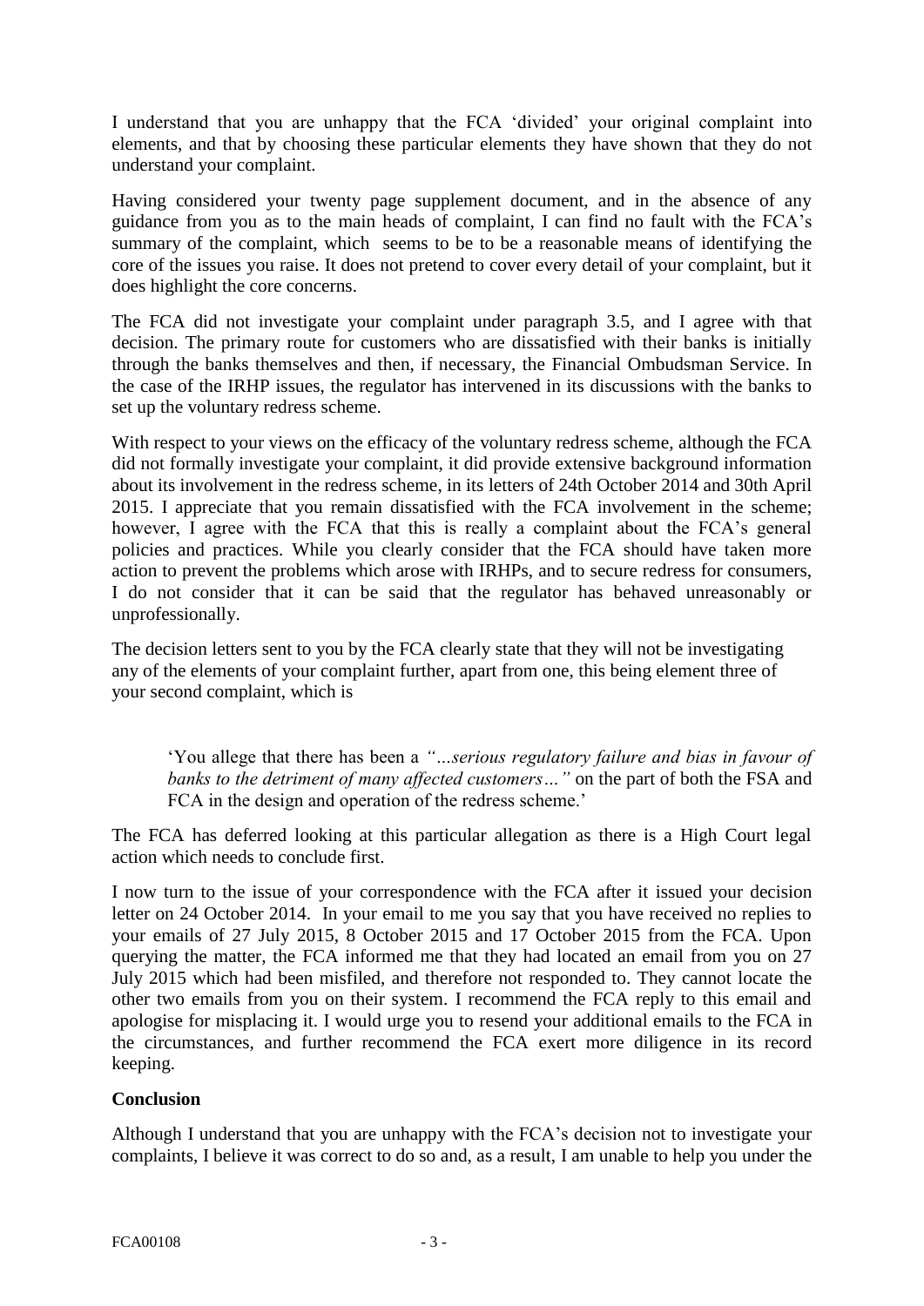I understand that you are unhappy that the FCA 'divided' your original complaint into elements, and that by choosing these particular elements they have shown that they do not understand your complaint.

Having considered your twenty page supplement document, and in the absence of any guidance from you as to the main heads of complaint, I can find no fault with the FCA's summary of the complaint, which seems to be to be a reasonable means of identifying the core of the issues you raise. It does not pretend to cover every detail of your complaint, but it does highlight the core concerns.

The FCA did not investigate your complaint under paragraph 3.5, and I agree with that decision. The primary route for customers who are dissatisfied with their banks is initially through the banks themselves and then, if necessary, the Financial Ombudsman Service. In the case of the IRHP issues, the regulator has intervened in its discussions with the banks to set up the voluntary redress scheme.

With respect to your views on the efficacy of the voluntary redress scheme, although the FCA did not formally investigate your complaint, it did provide extensive background information about its involvement in the redress scheme, in its letters of 24th October 2014 and 30th April 2015. I appreciate that you remain dissatisfied with the FCA involvement in the scheme; however, I agree with the FCA that this is really a complaint about the FCA's general policies and practices. While you clearly consider that the FCA should have taken more action to prevent the problems which arose with IRHPs, and to secure redress for consumers, I do not consider that it can be said that the regulator has behaved unreasonably or unprofessionally.

The decision letters sent to you by the FCA clearly state that they will not be investigating any of the elements of your complaint further, apart from one, this being element three of your second complaint, which is

> 'You allege that there has been a *"…serious regulatory failure and bias in favour of banks to the detriment of many affected customers…"* on the part of both the FSA and FCA in the design and operation of the redress scheme.'

The FCA has deferred looking at this particular allegation as there is a High Court legal action which needs to conclude first.

I now turn to the issue of your correspondence with the FCA after it issued your decision letter on 24 October 2014. In your email to me you say that you have received no replies to your emails of 27 July 2015, 8 October 2015 and 17 October 2015 from the FCA. Upon querying the matter, the FCA informed me that they had located an email from you on 27 July 2015 which had been misfiled, and therefore not responded to. They cannot locate the other two emails from you on their system. I recommend the FCA reply to this email and apologise for misplacing it. I would urge you to resend your additional emails to the FCA in the circumstances, and further recommend the FCA exert more diligence in its record keeping.

**Conclusion**

Although I understand that you are unhappy with the FCA's decision not to investigate your complaints, I believe it was correct to do so and, as a result, I am unable to help you under the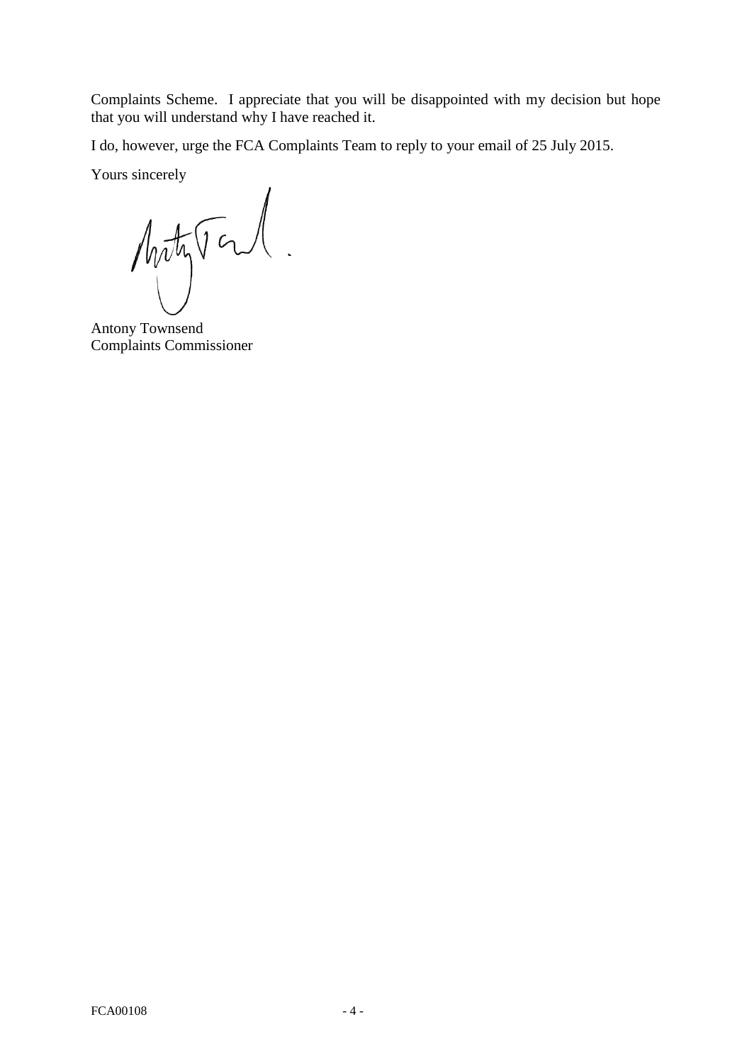Complaints Scheme. I appreciate that you will be disappointed with my decision but hope that you will understand why I have reached it.

I do, however, urge the FCA Complaints Team to reply to your email of 25 July 2015.

Yours sincerely

Antony Townsend
Complaints Commissioner